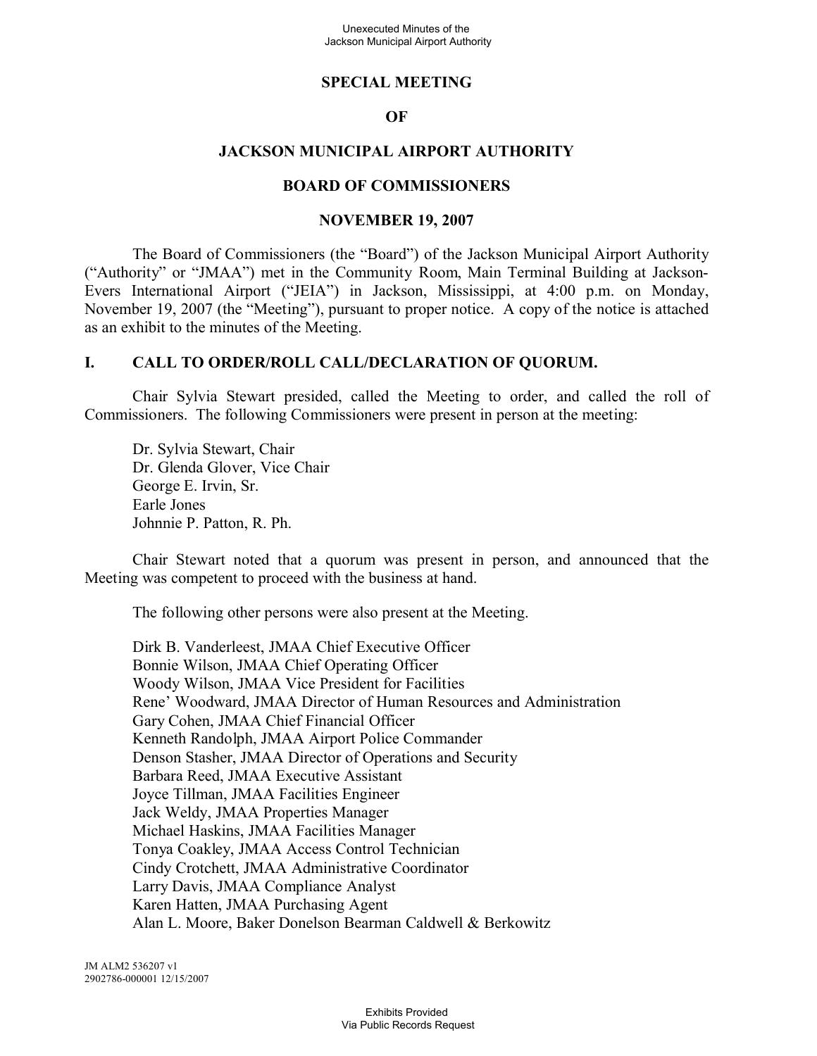# SPECIAL MEETING

# OF

# JACKSON MUNICIPAL AIRPORT AUTHORITY

# BOARD OF COMMISSIONERS

# NOVEMBER 19, 2007

The Board of Commissioners (the "Board") of the Jackson Municipal Airport Authority ("Authority" or "JMAA") met in the Community Room, Main Terminal Building at Jackson-Evers International Airport ("JEIA") in Jackson, Mississippi, at 4:00 p.m. on Monday, November 19, 2007 (the "Meeting"), pursuant to proper notice. A copy of the notice is attached as an exhibit to the minutes of the Meeting.

## I. CALL TO ORDER/ROLL CALL/DECLARATION OF QUORUM.

Chair Sylvia Stewart presided, called the Meeting to order, and called the roll of Commissioners. The following Commissioners were present in person at the meeting:

Dr. Sylvia Stewart, Chair
Dr. Glenda Glover, Vice Chair
George E. Irvin, Sr.
Earle Jones
Johnnie P. Patton, R. Ph.

Chair Stewart noted that a quorum was present in person, and announced that the Meeting was competent to proceed with the business at hand.

The following other persons were also present at the Meeting.

Dirk B. Vanderleest, JMAA Chief Executive Officer
Bonnie Wilson, JMAA Chief Operating Officer
Woody Wilson, JMAA Vice President for Facilities
Rene' Woodward, JMAA Director of Human Resources and Administration
Gary Cohen, JMAA Chief Financial Officer
Kenneth Randolph, JMAA Airport Police Commander
Denson Stasher, JMAA Director of Operations and Security
Barbara Reed, JMAA Executive Assistant
Joyce Tillman, JMAA Facilities Engineer
Jack Weldy, JMAA Properties Manager
Michael Haskins, JMAA Facilities Manager
Tonya Coakley, JMAA Access Control Technician
Cindy Crotchett, JMAA Administrative Coordinator
Larry Davis, JMAA Compliance Analyst
Karen Hatten, JMAA Purchasing Agent
Alan L. Moore, Baker Donelson Bearman Caldwell & Berkowitz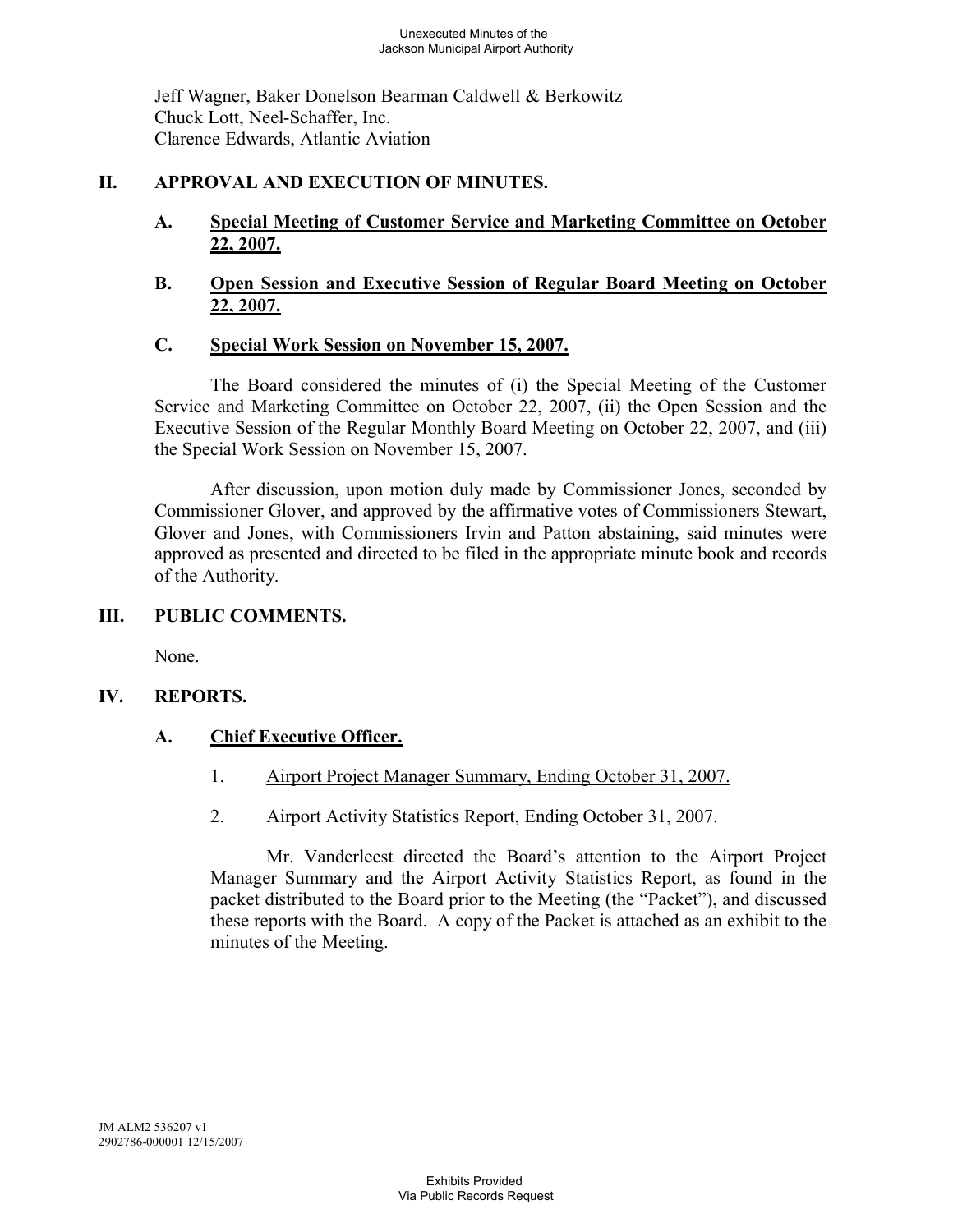Jeff Wagner, Baker Donelson Bearman Caldwell & Berkowitz
Chuck Lott, Neel-Schaffer, Inc.
Clarence Edwards, Atlantic Aviation

## II. APPROVAL AND EXECUTION OF MINUTES.

### A. Special Meeting of Customer Service and Marketing Committee on October 22, 2007.

### B. Open Session and Executive Session of Regular Board Meeting on October 22, 2007.

### C. Special Work Session on November 15, 2007.

The Board considered the minutes of (i) the Special Meeting of the Customer Service and Marketing Committee on October 22, 2007, (ii) the Open Session and the Executive Session of the Regular Monthly Board Meeting on October 22, 2007, and (iii) the Special Work Session on November 15, 2007.

After discussion, upon motion duly made by Commissioner Jones, seconded by Commissioner Glover, and approved by the affirmative votes of Commissioners Stewart, Glover and Jones, with Commissioners Irvin and Patton abstaining, said minutes were approved as presented and directed to be filed in the appropriate minute book and records of the Authority.

## III. PUBLIC COMMENTS.

None.

## IV. REPORTS.

### A. Chief Executive Officer.

1. Airport Project Manager Summary, Ending October 31, 2007.

2. Airport Activity Statistics Report, Ending October 31, 2007.

Mr. Vanderleest directed the Board's attention to the Airport Project Manager Summary and the Airport Activity Statistics Report, as found in the packet distributed to the Board prior to the Meeting (the "Packet"), and discussed these reports with the Board. A copy of the Packet is attached as an exhibit to the minutes of the Meeting.

JM ALM2 536207 v1
2902786-000001 12/15/2007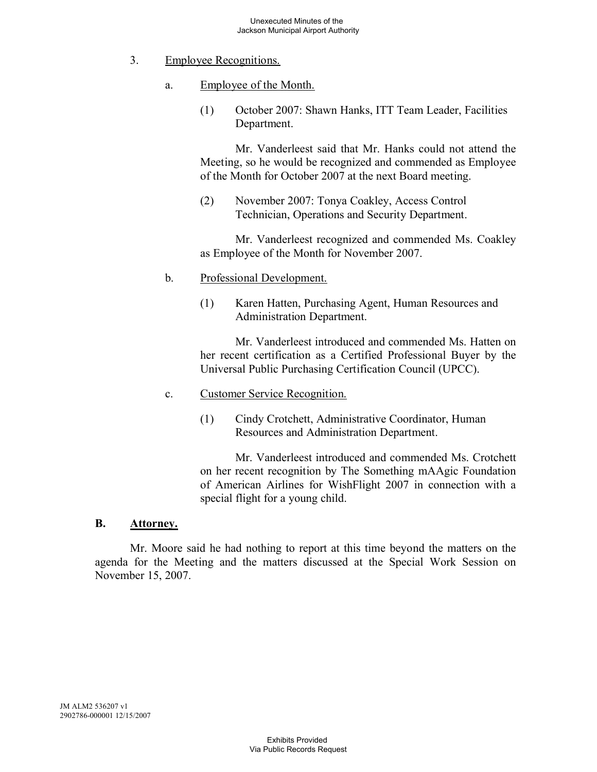3. Employee Recognitions.

   a. Employee of the Month.

      (1) October 2007: Shawn Hanks, ITT Team Leader, Facilities Department.

      Mr. Vanderleest said that Mr. Hanks could not attend the Meeting, so he would be recognized and commended as Employee of the Month for October 2007 at the next Board meeting.

      (2) November 2007: Tonya Coakley, Access Control Technician, Operations and Security Department.

      Mr. Vanderleest recognized and commended Ms. Coakley as Employee of the Month for November 2007.

   b. Professional Development.

      (1) Karen Hatten, Purchasing Agent, Human Resources and Administration Department.

      Mr. Vanderleest introduced and commended Ms. Hatten on her recent certification as a Certified Professional Buyer by the Universal Public Purchasing Certification Council (UPCC).

   c. Customer Service Recognition.

      (1) Cindy Crotchett, Administrative Coordinator, Human Resources and Administration Department.

      Mr. Vanderleest introduced and commended Ms. Crotchett on her recent recognition by The Something mAAgic Foundation of American Airlines for WishFlight 2007 in connection with a special flight for a young child.

## B. Attorney.

Mr. Moore said he had nothing to report at this time beyond the matters on the agenda for the Meeting and the matters discussed at the Special Work Session on November 15, 2007.

JM ALM2 536207 v1
2902786-000001 12/15/2007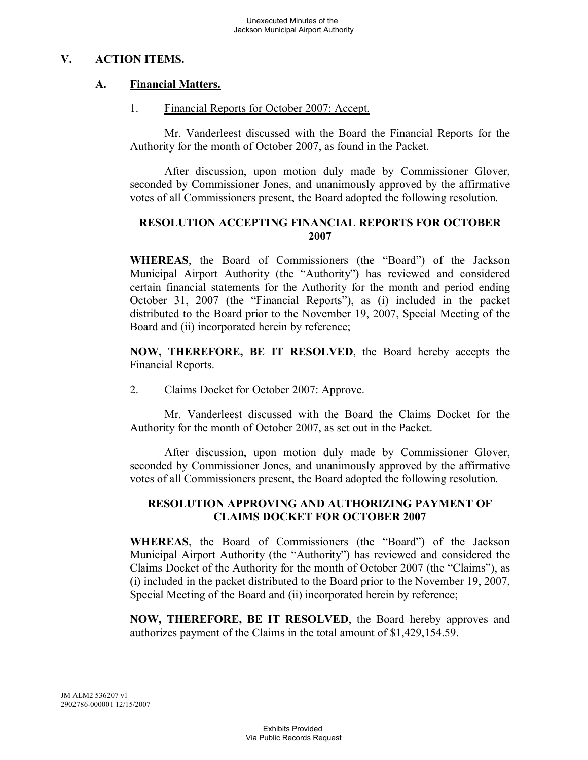## V. ACTION ITEMS.

### A. Financial Matters.

1. Financial Reports for October 2007: Accept.

Mr. Vanderleest discussed with the Board the Financial Reports for the Authority for the month of October 2007, as found in the Packet.

After discussion, upon motion duly made by Commissioner Glover, seconded by Commissioner Jones, and unanimously approved by the affirmative votes of all Commissioners present, the Board adopted the following resolution.

**RESOLUTION ACCEPTING FINANCIAL REPORTS FOR OCTOBER 2007**

**WHEREAS**, the Board of Commissioners (the "Board") of the Jackson Municipal Airport Authority (the "Authority") has reviewed and considered certain financial statements for the Authority for the month and period ending October 31, 2007 (the "Financial Reports"), as (i) included in the packet distributed to the Board prior to the November 19, 2007, Special Meeting of the Board and (ii) incorporated herein by reference;

**NOW, THEREFORE, BE IT RESOLVED**, the Board hereby accepts the Financial Reports.

2. Claims Docket for October 2007: Approve.

Mr. Vanderleest discussed with the Board the Claims Docket for the Authority for the month of October 2007, as set out in the Packet.

After discussion, upon motion duly made by Commissioner Glover, seconded by Commissioner Jones, and unanimously approved by the affirmative votes of all Commissioners present, the Board adopted the following resolution.

**RESOLUTION APPROVING AND AUTHORIZING PAYMENT OF CLAIMS DOCKET FOR OCTOBER 2007**

**WHEREAS**, the Board of Commissioners (the "Board") of the Jackson Municipal Airport Authority (the "Authority") has reviewed and considered the Claims Docket of the Authority for the month of October 2007 (the "Claims"), as (i) included in the packet distributed to the Board prior to the November 19, 2007, Special Meeting of the Board and (ii) incorporated herein by reference;

**NOW, THEREFORE, BE IT RESOLVED**, the Board hereby approves and authorizes payment of the Claims in the total amount of $1,429,154.59.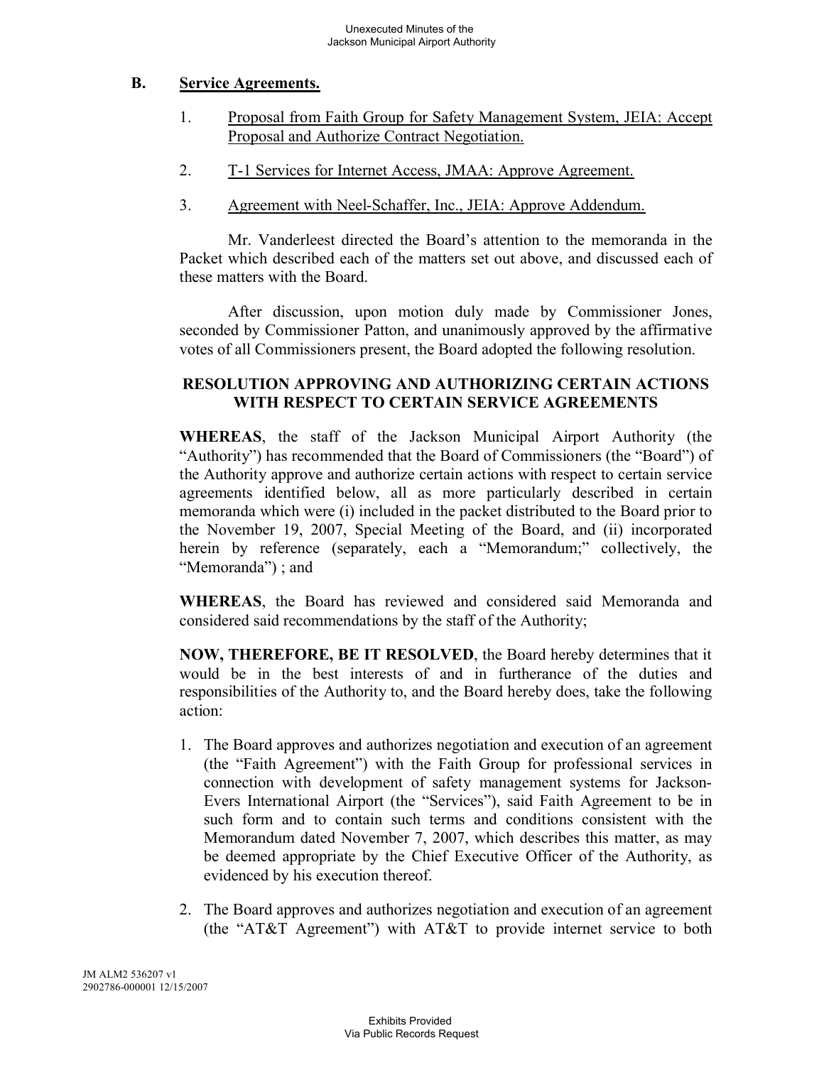## B. Service Agreements.

1. Proposal from Faith Group for Safety Management System, JEIA: Accept Proposal and Authorize Contract Negotiation.

2. T-1 Services for Internet Access, JMAA: Approve Agreement.

3. Agreement with Neel-Schaffer, Inc., JEIA: Approve Addendum.

Mr. Vanderleest directed the Board's attention to the memoranda in the Packet which described each of the matters set out above, and discussed each of these matters with the Board.

After discussion, upon motion duly made by Commissioner Jones, seconded by Commissioner Patton, and unanimously approved by the affirmative votes of all Commissioners present, the Board adopted the following resolution.

### RESOLUTION APPROVING AND AUTHORIZING CERTAIN ACTIONS WITH RESPECT TO CERTAIN SERVICE AGREEMENTS

**WHEREAS**, the staff of the Jackson Municipal Airport Authority (the "Authority") has recommended that the Board of Commissioners (the "Board") of the Authority approve and authorize certain actions with respect to certain service agreements identified below, all as more particularly described in certain memoranda which were (i) included in the packet distributed to the Board prior to the November 19, 2007, Special Meeting of the Board, and (ii) incorporated herein by reference (separately, each a "Memorandum;" collectively, the "Memoranda") ; and

**WHEREAS**, the Board has reviewed and considered said Memoranda and considered said recommendations by the staff of the Authority;

**NOW, THEREFORE, BE IT RESOLVED**, the Board hereby determines that it would be in the best interests of and in furtherance of the duties and responsibilities of the Authority to, and the Board hereby does, take the following action:

1. The Board approves and authorizes negotiation and execution of an agreement (the "Faith Agreement") with the Faith Group for professional services in connection with development of safety management systems for Jackson-Evers International Airport (the "Services"), said Faith Agreement to be in such form and to contain such terms and conditions consistent with the Memorandum dated November 7, 2007, which describes this matter, as may be deemed appropriate by the Chief Executive Officer of the Authority, as evidenced by his execution thereof.

2. The Board approves and authorizes negotiation and execution of an agreement (the "AT&T Agreement") with AT&T to provide internet service to both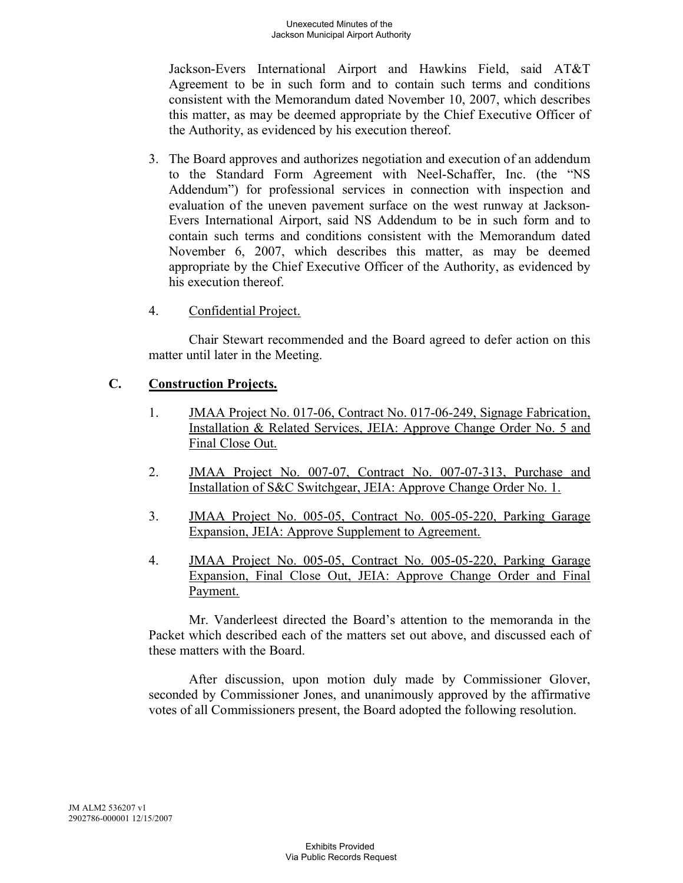Jackson-Evers International Airport and Hawkins Field, said AT&T Agreement to be in such form and to contain such terms and conditions consistent with the Memorandum dated November 10, 2007, which describes this matter, as may be deemed appropriate by the Chief Executive Officer of the Authority, as evidenced by his execution thereof.

3. The Board approves and authorizes negotiation and execution of an addendum to the Standard Form Agreement with Neel-Schaffer, Inc. (the "NS Addendum") for professional services in connection with inspection and evaluation of the uneven pavement surface on the west runway at Jackson-Evers International Airport, said NS Addendum to be in such form and to contain such terms and conditions consistent with the Memorandum dated November 6, 2007, which describes this matter, as may be deemed appropriate by the Chief Executive Officer of the Authority, as evidenced by his execution thereof.

4. Confidential Project.

Chair Stewart recommended and the Board agreed to defer action on this matter until later in the Meeting.

## C. Construction Projects.

1. JMAA Project No. 017-06, Contract No. 017-06-249, Signage Fabrication, Installation & Related Services, JEIA: Approve Change Order No. 5 and Final Close Out.

2. JMAA Project No. 007-07, Contract No. 007-07-313, Purchase and Installation of S&C Switchgear, JEIA: Approve Change Order No. 1.

3. JMAA Project No. 005-05, Contract No. 005-05-220, Parking Garage Expansion, JEIA: Approve Supplement to Agreement.

4. JMAA Project No. 005-05, Contract No. 005-05-220, Parking Garage Expansion, Final Close Out, JEIA: Approve Change Order and Final Payment.

Mr. Vanderleest directed the Board's attention to the memoranda in the Packet which described each of the matters set out above, and discussed each of these matters with the Board.

After discussion, upon motion duly made by Commissioner Glover, seconded by Commissioner Jones, and unanimously approved by the affirmative votes of all Commissioners present, the Board adopted the following resolution.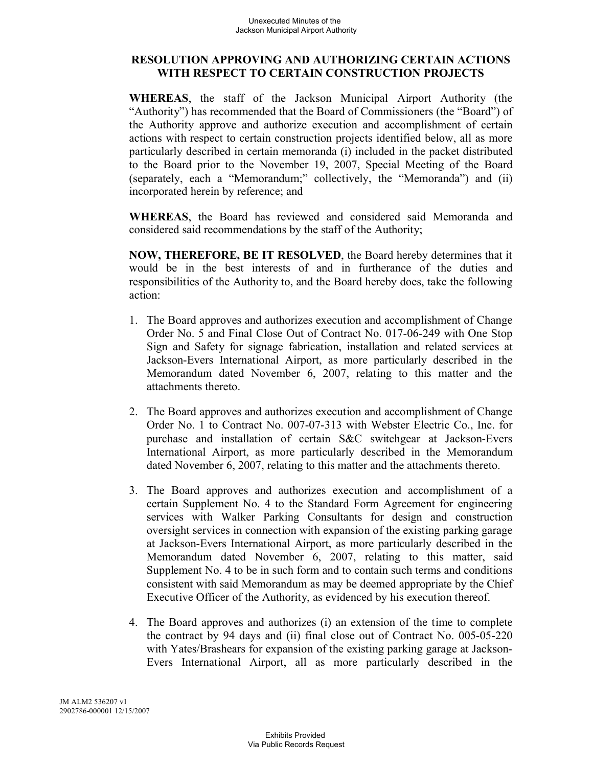## RESOLUTION APPROVING AND AUTHORIZING CERTAIN ACTIONS WITH RESPECT TO CERTAIN CONSTRUCTION PROJECTS

**WHEREAS**, the staff of the Jackson Municipal Airport Authority (the "Authority") has recommended that the Board of Commissioners (the "Board") of the Authority approve and authorize execution and accomplishment of certain actions with respect to certain construction projects identified below, all as more particularly described in certain memoranda (i) included in the packet distributed to the Board prior to the November 19, 2007, Special Meeting of the Board (separately, each a "Memorandum;" collectively, the "Memoranda") and (ii) incorporated herein by reference; and

**WHEREAS**, the Board has reviewed and considered said Memoranda and considered said recommendations by the staff of the Authority;

**NOW, THEREFORE, BE IT RESOLVED**, the Board hereby determines that it would be in the best interests of and in furtherance of the duties and responsibilities of the Authority to, and the Board hereby does, take the following action:

1. The Board approves and authorizes execution and accomplishment of Change Order No. 5 and Final Close Out of Contract No. 017-06-249 with One Stop Sign and Safety for signage fabrication, installation and related services at Jackson-Evers International Airport, as more particularly described in the Memorandum dated November 6, 2007, relating to this matter and the attachments thereto.

2. The Board approves and authorizes execution and accomplishment of Change Order No. 1 to Contract No. 007-07-313 with Webster Electric Co., Inc. for purchase and installation of certain S&C switchgear at Jackson-Evers International Airport, as more particularly described in the Memorandum dated November 6, 2007, relating to this matter and the attachments thereto.

3. The Board approves and authorizes execution and accomplishment of a certain Supplement No. 4 to the Standard Form Agreement for engineering services with Walker Parking Consultants for design and construction oversight services in connection with expansion of the existing parking garage at Jackson-Evers International Airport, as more particularly described in the Memorandum dated November 6, 2007, relating to this matter, said Supplement No. 4 to be in such form and to contain such terms and conditions consistent with said Memorandum as may be deemed appropriate by the Chief Executive Officer of the Authority, as evidenced by his execution thereof.

4. The Board approves and authorizes (i) an extension of the time to complete the contract by 94 days and (ii) final close out of Contract No. 005-05-220 with Yates/Brashears for expansion of the existing parking garage at Jackson-Evers International Airport, all as more particularly described in the

JM ALM2 536207 v1
2902786-000001 12/15/2007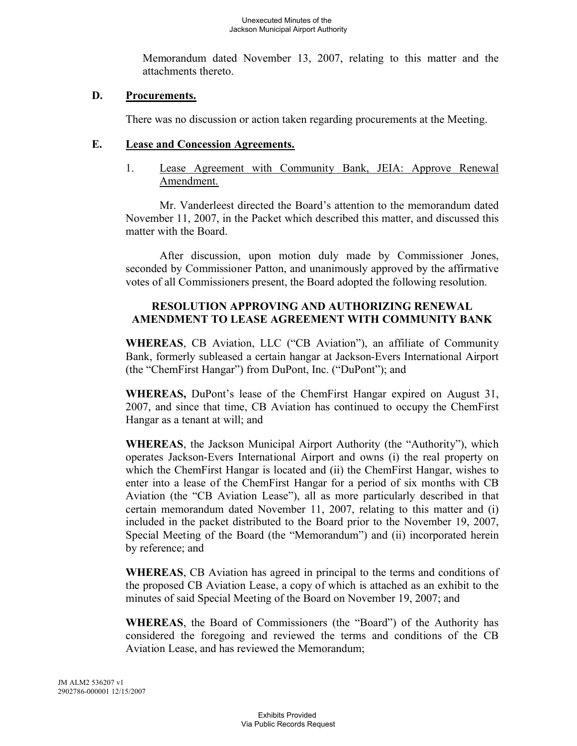Memorandum dated November 13, 2007, relating to this matter and the attachments thereto.

### D. Procurements.

There was no discussion or action taken regarding procurements at the Meeting.

### E. Lease and Concession Agreements.

1. Lease Agreement with Community Bank, JEIA: Approve Renewal Amendment.

Mr. Vanderleest directed the Board's attention to the memorandum dated November 11, 2007, in the Packet which described this matter, and discussed this matter with the Board.

After discussion, upon motion duly made by Commissioner Jones, seconded by Commissioner Patton, and unanimously approved by the affirmative votes of all Commissioners present, the Board adopted the following resolution.

**RESOLUTION APPROVING AND AUTHORIZING RENEWAL AMENDMENT TO LEASE AGREEMENT WITH COMMUNITY BANK**

**WHEREAS**, CB Aviation, LLC ("CB Aviation"), an affiliate of Community Bank, formerly subleased a certain hangar at Jackson-Evers International Airport (the "ChemFirst Hangar") from DuPont, Inc. ("DuPont"); and

**WHEREAS,** DuPont's lease of the ChemFirst Hangar expired on August 31, 2007, and since that time, CB Aviation has continued to occupy the ChemFirst Hangar as a tenant at will; and

**WHEREAS**, the Jackson Municipal Airport Authority (the "Authority"), which operates Jackson-Evers International Airport and owns (i) the real property on which the ChemFirst Hangar is located and (ii) the ChemFirst Hangar, wishes to enter into a lease of the ChemFirst Hangar for a period of six months with CB Aviation (the "CB Aviation Lease"), all as more particularly described in that certain memorandum dated November 11, 2007, relating to this matter and (i) included in the packet distributed to the Board prior to the November 19, 2007, Special Meeting of the Board (the "Memorandum") and (ii) incorporated herein by reference; and

**WHEREAS**, CB Aviation has agreed in principal to the terms and conditions of the proposed CB Aviation Lease, a copy of which is attached as an exhibit to the minutes of said Special Meeting of the Board on November 19, 2007; and

**WHEREAS**, the Board of Commissioners (the "Board") of the Authority has considered the foregoing and reviewed the terms and conditions of the CB Aviation Lease, and has reviewed the Memorandum;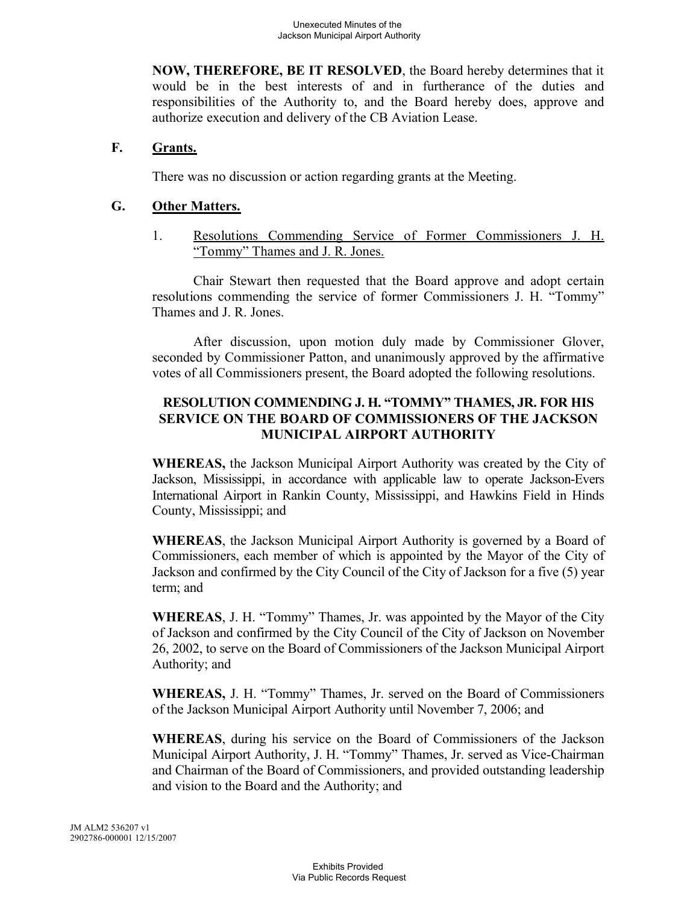**NOW, THEREFORE, BE IT RESOLVED**, the Board hereby determines that it would be in the best interests of and in furtherance of the duties and responsibilities of the Authority to, and the Board hereby does, approve and authorize execution and delivery of the CB Aviation Lease.

### F. Grants.

There was no discussion or action regarding grants at the Meeting.

### G. Other Matters.

1. Resolutions Commending Service of Former Commissioners J. H. "Tommy" Thames and J. R. Jones.

Chair Stewart then requested that the Board approve and adopt certain resolutions commending the service of former Commissioners J. H. "Tommy" Thames and J. R. Jones.

After discussion, upon motion duly made by Commissioner Glover, seconded by Commissioner Patton, and unanimously approved by the affirmative votes of all Commissioners present, the Board adopted the following resolutions.

**RESOLUTION COMMENDING J. H. "TOMMY" THAMES, JR. FOR HIS SERVICE ON THE BOARD OF COMMISSIONERS OF THE JACKSON MUNICIPAL AIRPORT AUTHORITY**

**WHEREAS,** the Jackson Municipal Airport Authority was created by the City of Jackson, Mississippi, in accordance with applicable law to operate Jackson-Evers International Airport in Rankin County, Mississippi, and Hawkins Field in Hinds County, Mississippi; and

**WHEREAS**, the Jackson Municipal Airport Authority is governed by a Board of Commissioners, each member of which is appointed by the Mayor of the City of Jackson and confirmed by the City Council of the City of Jackson for a five (5) year term; and

**WHEREAS**, J. H. "Tommy" Thames, Jr. was appointed by the Mayor of the City of Jackson and confirmed by the City Council of the City of Jackson on November 26, 2002, to serve on the Board of Commissioners of the Jackson Municipal Airport Authority; and

**WHEREAS,** J. H. "Tommy" Thames, Jr. served on the Board of Commissioners of the Jackson Municipal Airport Authority until November 7, 2006; and

**WHEREAS**, during his service on the Board of Commissioners of the Jackson Municipal Airport Authority, J. H. "Tommy" Thames, Jr. served as Vice-Chairman and Chairman of the Board of Commissioners, and provided outstanding leadership and vision to the Board and the Authority; and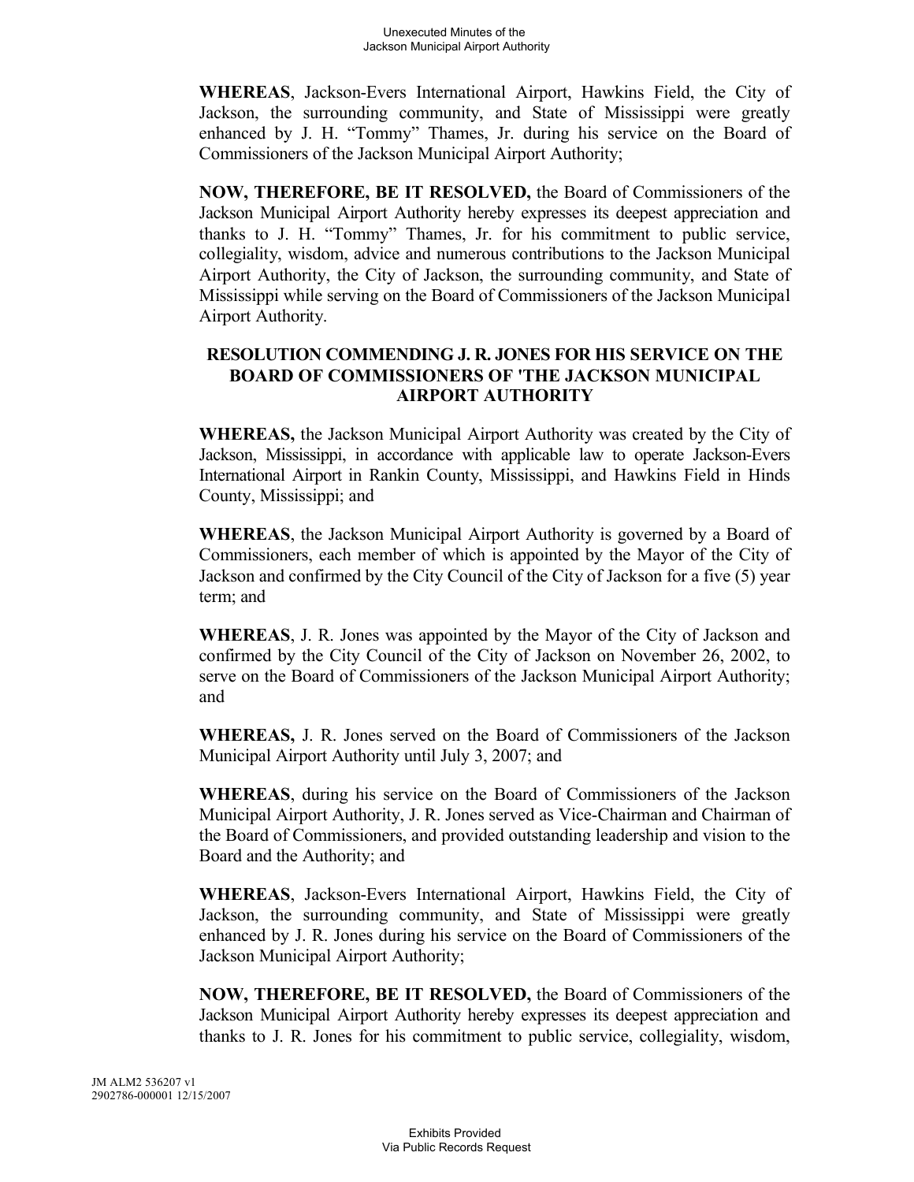**WHEREAS**, Jackson-Evers International Airport, Hawkins Field, the City of Jackson, the surrounding community, and State of Mississippi were greatly enhanced by J. H. "Tommy" Thames, Jr. during his service on the Board of Commissioners of the Jackson Municipal Airport Authority;

**NOW, THEREFORE, BE IT RESOLVED,** the Board of Commissioners of the Jackson Municipal Airport Authority hereby expresses its deepest appreciation and thanks to J. H. "Tommy" Thames, Jr. for his commitment to public service, collegiality, wisdom, advice and numerous contributions to the Jackson Municipal Airport Authority, the City of Jackson, the surrounding community, and State of Mississippi while serving on the Board of Commissioners of the Jackson Municipal Airport Authority.

### RESOLUTION COMMENDING J. R. JONES FOR HIS SERVICE ON THE BOARD OF COMMISSIONERS OF 'THE JACKSON MUNICIPAL AIRPORT AUTHORITY

**WHEREAS,** the Jackson Municipal Airport Authority was created by the City of Jackson, Mississippi, in accordance with applicable law to operate Jackson-Evers International Airport in Rankin County, Mississippi, and Hawkins Field in Hinds County, Mississippi; and

**WHEREAS**, the Jackson Municipal Airport Authority is governed by a Board of Commissioners, each member of which is appointed by the Mayor of the City of Jackson and confirmed by the City Council of the City of Jackson for a five (5) year term; and

**WHEREAS**, J. R. Jones was appointed by the Mayor of the City of Jackson and confirmed by the City Council of the City of Jackson on November 26, 2002, to serve on the Board of Commissioners of the Jackson Municipal Airport Authority; and

**WHEREAS,** J. R. Jones served on the Board of Commissioners of the Jackson Municipal Airport Authority until July 3, 2007; and

**WHEREAS**, during his service on the Board of Commissioners of the Jackson Municipal Airport Authority, J. R. Jones served as Vice-Chairman and Chairman of the Board of Commissioners, and provided outstanding leadership and vision to the Board and the Authority; and

**WHEREAS**, Jackson-Evers International Airport, Hawkins Field, the City of Jackson, the surrounding community, and State of Mississippi were greatly enhanced by J. R. Jones during his service on the Board of Commissioners of the Jackson Municipal Airport Authority;

**NOW, THEREFORE, BE IT RESOLVED,** the Board of Commissioners of the Jackson Municipal Airport Authority hereby expresses its deepest appreciation and thanks to J. R. Jones for his commitment to public service, collegiality, wisdom,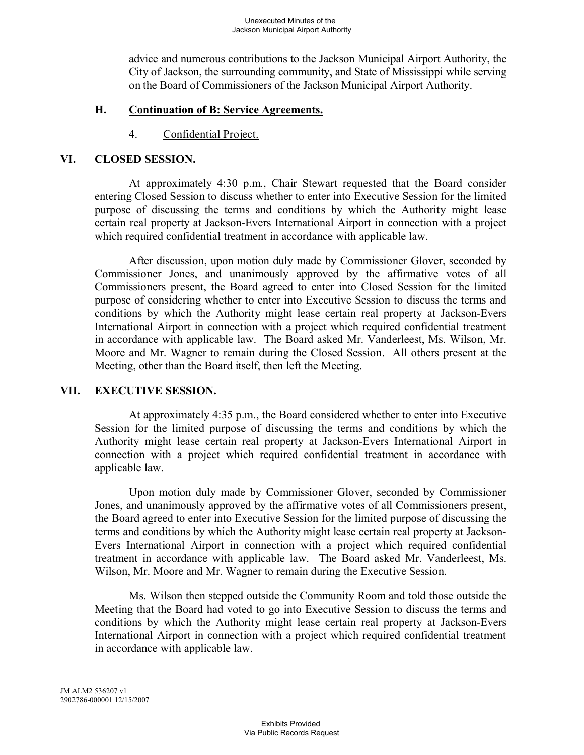advice and numerous contributions to the Jackson Municipal Airport Authority, the City of Jackson, the surrounding community, and State of Mississippi while serving on the Board of Commissioners of the Jackson Municipal Airport Authority.

### H. Continuation of B: Service Agreements.

4. Confidential Project.

## VI. CLOSED SESSION.

At approximately 4:30 p.m., Chair Stewart requested that the Board consider entering Closed Session to discuss whether to enter into Executive Session for the limited purpose of discussing the terms and conditions by which the Authority might lease certain real property at Jackson-Evers International Airport in connection with a project which required confidential treatment in accordance with applicable law.

After discussion, upon motion duly made by Commissioner Glover, seconded by Commissioner Jones, and unanimously approved by the affirmative votes of all Commissioners present, the Board agreed to enter into Closed Session for the limited purpose of considering whether to enter into Executive Session to discuss the terms and conditions by which the Authority might lease certain real property at Jackson-Evers International Airport in connection with a project which required confidential treatment in accordance with applicable law. The Board asked Mr. Vanderleest, Ms. Wilson, Mr. Moore and Mr. Wagner to remain during the Closed Session. All others present at the Meeting, other than the Board itself, then left the Meeting.

## VII. EXECUTIVE SESSION.

At approximately 4:35 p.m., the Board considered whether to enter into Executive Session for the limited purpose of discussing the terms and conditions by which the Authority might lease certain real property at Jackson-Evers International Airport in connection with a project which required confidential treatment in accordance with applicable law.

Upon motion duly made by Commissioner Glover, seconded by Commissioner Jones, and unanimously approved by the affirmative votes of all Commissioners present, the Board agreed to enter into Executive Session for the limited purpose of discussing the terms and conditions by which the Authority might lease certain real property at Jackson-Evers International Airport in connection with a project which required confidential treatment in accordance with applicable law. The Board asked Mr. Vanderleest, Ms. Wilson, Mr. Moore and Mr. Wagner to remain during the Executive Session.

Ms. Wilson then stepped outside the Community Room and told those outside the Meeting that the Board had voted to go into Executive Session to discuss the terms and conditions by which the Authority might lease certain real property at Jackson-Evers International Airport in connection with a project which required confidential treatment in accordance with applicable law.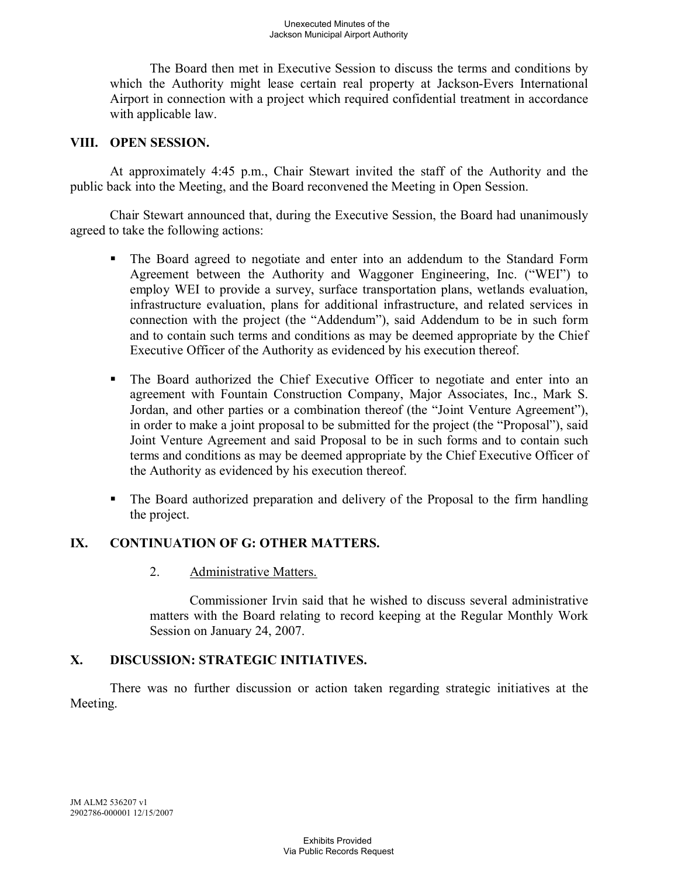The Board then met in Executive Session to discuss the terms and conditions by which the Authority might lease certain real property at Jackson-Evers International Airport in connection with a project which required confidential treatment in accordance with applicable law.

## VIII. OPEN SESSION.

At approximately 4:45 p.m., Chair Stewart invited the staff of the Authority and the public back into the Meeting, and the Board reconvened the Meeting in Open Session.

Chair Stewart announced that, during the Executive Session, the Board had unanimously agreed to take the following actions:

- The Board agreed to negotiate and enter into an addendum to the Standard Form Agreement between the Authority and Waggoner Engineering, Inc. ("WEI") to employ WEI to provide a survey, surface transportation plans, wetlands evaluation, infrastructure evaluation, plans for additional infrastructure, and related services in connection with the project (the "Addendum"), said Addendum to be in such form and to contain such terms and conditions as may be deemed appropriate by the Chief Executive Officer of the Authority as evidenced by his execution thereof.

- The Board authorized the Chief Executive Officer to negotiate and enter into an agreement with Fountain Construction Company, Major Associates, Inc., Mark S. Jordan, and other parties or a combination thereof (the "Joint Venture Agreement"), in order to make a joint proposal to be submitted for the project (the "Proposal"), said Joint Venture Agreement and said Proposal to be in such forms and to contain such terms and conditions as may be deemed appropriate by the Chief Executive Officer of the Authority as evidenced by his execution thereof.

- The Board authorized preparation and delivery of the Proposal to the firm handling the project.

## IX. CONTINUATION OF G: OTHER MATTERS.

2. Administrative Matters.

   Commissioner Irvin said that he wished to discuss several administrative matters with the Board relating to record keeping at the Regular Monthly Work Session on January 24, 2007.

## X. DISCUSSION: STRATEGIC INITIATIVES.

There was no further discussion or action taken regarding strategic initiatives at the Meeting.

JM ALM2 536207 v1
2902786-000001 12/15/2007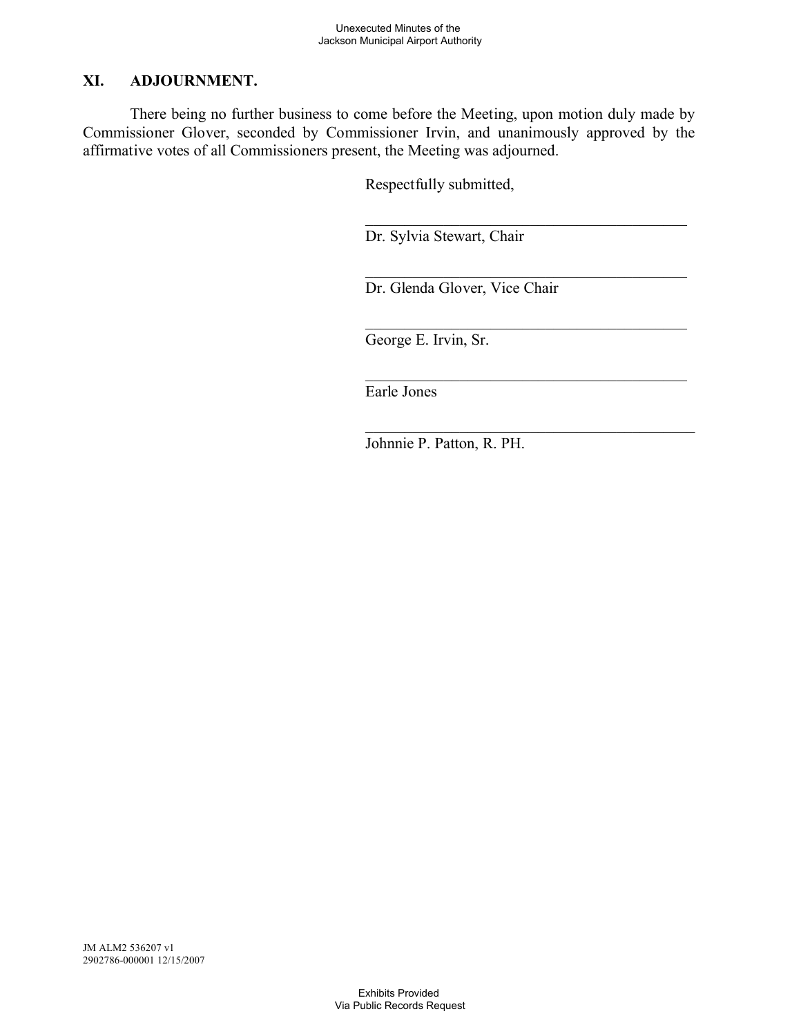## XI. ADJOURNMENT.

There being no further business to come before the Meeting, upon motion duly made by Commissioner Glover, seconded by Commissioner Irvin, and unanimously approved by the affirmative votes of all Commissioners present, the Meeting was adjourned.

Respectfully submitted,

\_\_\_\_\_\_\_\_\_\_\_\_\_\_\_\_\_\_\_\_\_\_\_\_\_\_\_\_\_\_\_\_\_\_\_\_\_\_\_\_
Dr. Sylvia Stewart, Chair

\_\_\_\_\_\_\_\_\_\_\_\_\_\_\_\_\_\_\_\_\_\_\_\_\_\_\_\_\_\_\_\_\_\_\_\_\_\_\_\_
Dr. Glenda Glover, Vice Chair

\_\_\_\_\_\_\_\_\_\_\_\_\_\_\_\_\_\_\_\_\_\_\_\_\_\_\_\_\_\_\_\_\_\_\_\_\_\_\_\_
George E. Irvin, Sr.

\_\_\_\_\_\_\_\_\_\_\_\_\_\_\_\_\_\_\_\_\_\_\_\_\_\_\_\_\_\_\_\_\_\_\_\_\_\_\_\_
Earle Jones

\_\_\_\_\_\_\_\_\_\_\_\_\_\_\_\_\_\_\_\_\_\_\_\_\_\_\_\_\_\_\_\_\_\_\_\_\_\_\_\_
Johnnie P. Patton, R. PH.

JM ALM2 536207 v1
2902786-000001 12/15/2007